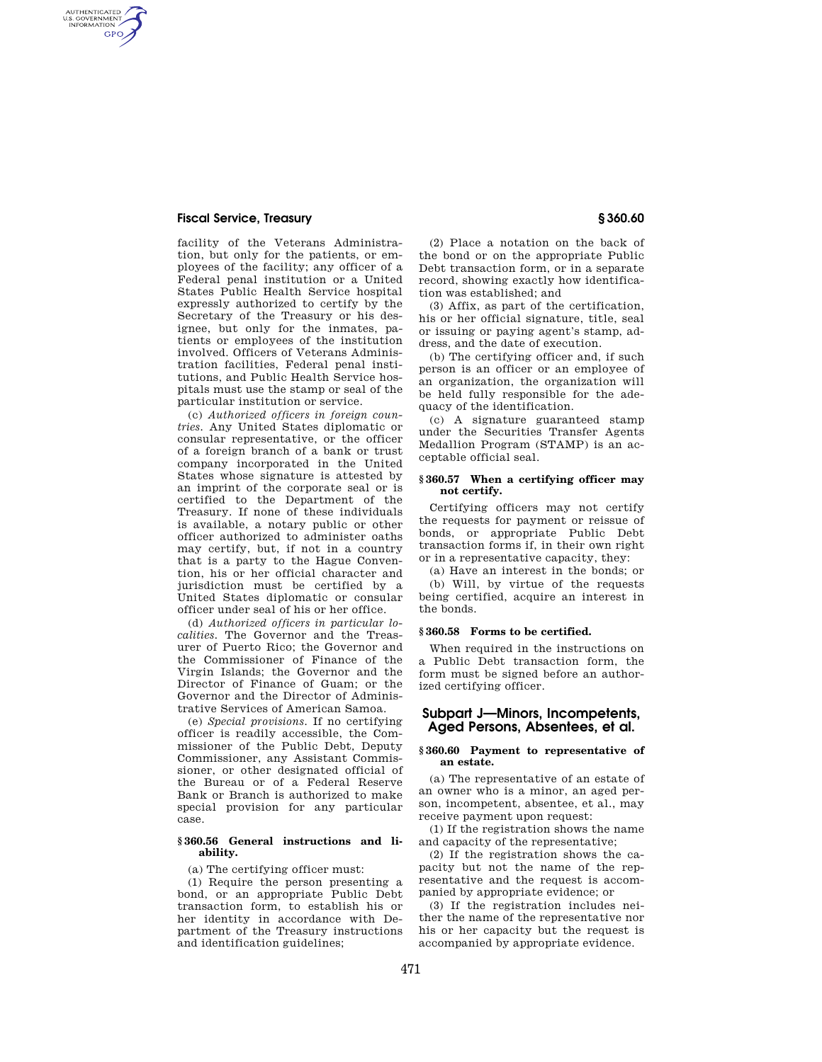facility of the Veterans Administration, but only for the patients, or employees of the facility; any officer of a Federal penal institution or a United States Public Health Service hospital expressly authorized to certify by the Secretary of the Treasury or his designee, but only for the inmates, patients or employees of the institution involved. Officers of Veterans Administration facilities, Federal penal institutions, and Public Health Service hospitals must use the stamp or seal of the particular institution or service.

(c) *Authorized officers in foreign countries.* Any United States diplomatic or consular representative, or the officer of a foreign branch of a bank or trust company incorporated in the United States whose signature is attested by an imprint of the corporate seal or is certified to the Department of the Treasury. If none of these individuals is available, a notary public or other officer authorized to administer oaths may certify, but, if not in a country that is a party to the Hague Convention, his or her official character and jurisdiction must be certified by a United States diplomatic or consular officer under seal of his or her office.

(d) *Authorized officers in particular localities.* The Governor and the Treasurer of Puerto Rico; the Governor and the Commissioner of Finance of the Virgin Islands; the Governor and the Director of Finance of Guam; or the Governor and the Director of Administrative Services of American Samoa.

(e) *Special provisions.* If no certifying officer is readily accessible, the Commissioner of the Public Debt, Deputy Commissioner, any Assistant Commissioner, or other designated official of the Bureau or of a Federal Reserve Bank or Branch is authorized to make special provision for any particular case.

### § 360.56 General instructions and liability.

(a) The certifying officer must:

(1) Require the person presenting a bond, or an appropriate Public Debt transaction form, to establish his or her identity in accordance with Department of the Treasury instructions and identification guidelines;

(2) Place a notation on the back of the bond or on the appropriate Public Debt transaction form, or in a separate record, showing exactly how identification was established; and

(3) Affix, as part of the certification, his or her official signature, title, seal or issuing or paying agent's stamp, address, and the date of execution.

(b) The certifying officer and, if such person is an officer or an employee of an organization, the organization will be held fully responsible for the adequacy of the identification.

(c) A signature guaranteed stamp under the Securities Transfer Agents Medallion Program (STAMP) is an acceptable official seal.

### § 360.57 When a certifying officer may not certify.

Certifying officers may not certify the requests for payment or reissue of bonds, or appropriate Public Debt transaction forms if, in their own right or in a representative capacity, they:

(a) Have an interest in the bonds; or

(b) Will, by virtue of the requests being certified, acquire an interest in the bonds.

### § 360.58 Forms to be certified.

When required in the instructions on a Public Debt transaction form, the form must be signed before an authorized certifying officer.

## Subpart J—Minors, Incompetents, Aged Persons, Absentees, et al.

### § 360.60 Payment to representative of an estate.

(a) The representative of an estate of an owner who is a minor, an aged person, incompetent, absentee, et al., may receive payment upon request:

(1) If the registration shows the name and capacity of the representative;

(2) If the registration shows the capacity but not the name of the representative and the request is accompanied by appropriate evidence; or

(3) If the registration includes neither the name of the representative nor his or her capacity but the request is accompanied by appropriate evidence.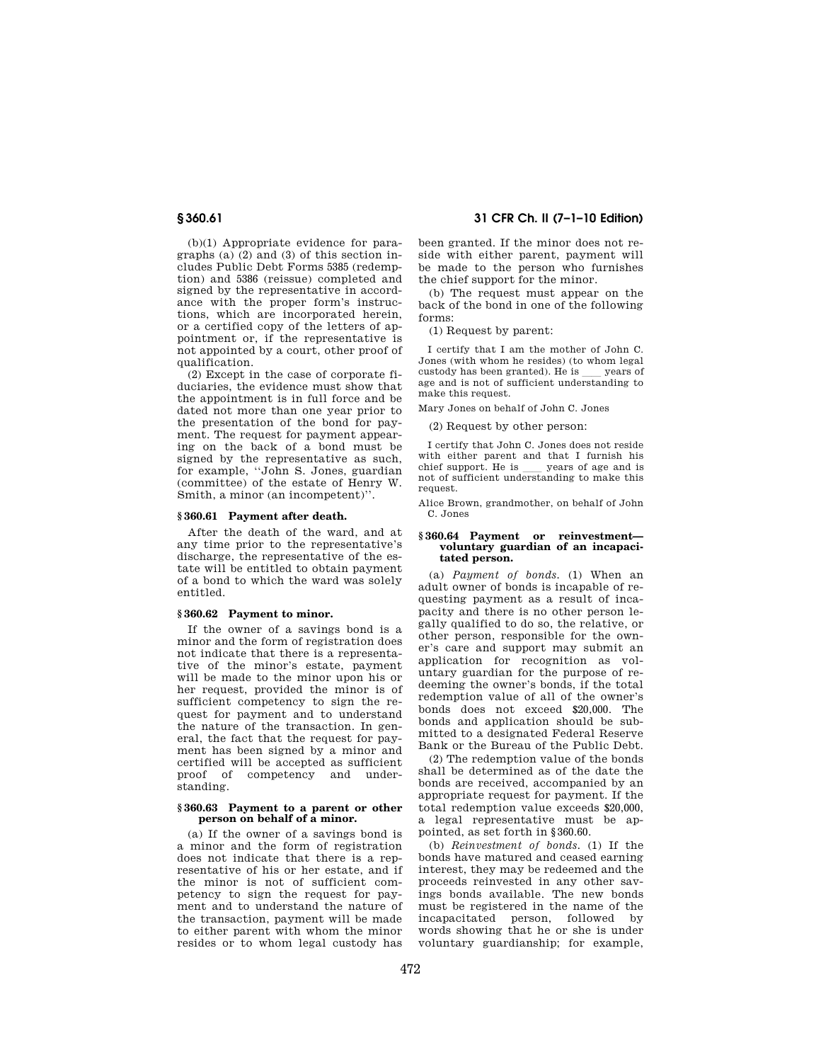(b)(1) Appropriate evidence for paragraphs (a) (2) and (3) of this section includes Public Debt Forms 5385 (redemption) and 5386 (reissue) completed and signed by the representative in accordance with the proper form's instructions, which are incorporated herein, or a certified copy of the letters of appointment or, if the representative is not appointed by a court, other proof of qualification.

(2) Except in the case of corporate fiduciaries, the evidence must show that the appointment is in full force and be dated not more than one year prior to the presentation of the bond for payment. The request for payment appearing on the back of a bond must be signed by the representative as such, for example, ''John S. Jones, guardian (committee) of the estate of Henry W. Smith, a minor (an incompetent)''.

### § 360.61 Payment after death.

After the death of the ward, and at any time prior to the representative's discharge, the representative of the estate will be entitled to obtain payment of a bond to which the ward was solely entitled.

### § 360.62 Payment to minor.

If the owner of a savings bond is a minor and the form of registration does not indicate that there is a representative of the minor's estate, payment will be made to the minor upon his or her request, provided the minor is of sufficient competency to sign the request for payment and to understand the nature of the transaction. In general, the fact that the request for payment has been signed by a minor and certified will be accepted as sufficient proof of competency and understanding.

### § 360.63 Payment to a parent or other person on behalf of a minor.

(a) If the owner of a savings bond is a minor and the form of registration does not indicate that there is a representative of his or her estate, and if the minor is not of sufficient competency to sign the request for payment and to understand the nature of the transaction, payment will be made to either parent with whom the minor resides or to whom legal custody has been granted. If the minor does not reside with either parent, payment will be made to the person who furnishes the chief support for the minor.

(b) The request must appear on the back of the bond in one of the following forms:

(1) Request by parent:

I certify that I am the mother of John C. Jones (with whom he resides) (to whom legal custody has been granted). He is \_\_\_\_ years of age and is not of sufficient understanding to make this request.

Mary Jones on behalf of John C. Jones

(2) Request by other person:

I certify that John C. Jones does not reside with either parent and that I furnish his chief support. He is \_\_\_\_ years of age and is not of sufficient understanding to make this request.

Alice Brown, grandmother, on behalf of John C. Jones

### § 360.64 Payment or reinvestment—voluntary guardian of an incapacitated person.

(a) *Payment of bonds.* (1) When an adult owner of bonds is incapable of requesting payment as a result of incapacity and there is no other person legally qualified to do so, the relative, or other person, responsible for the owner's care and support may submit an application for recognition as voluntary guardian for the purpose of redeeming the owner's bonds, if the total redemption value of all of the owner's bonds does not exceed $20,000. The bonds and application should be submitted to a designated Federal Reserve Bank or the Bureau of the Public Debt.

(2) The redemption value of the bonds shall be determined as of the date the bonds are received, accompanied by an appropriate request for payment. If the total redemption value exceeds $20,000, a legal representative must be appointed, as set forth in § 360.60.

(b) *Reinvestment of bonds.* (1) If the bonds have matured and ceased earning interest, they may be redeemed and the proceeds reinvested in any other savings bonds available. The new bonds must be registered in the name of the incapacitated person, followed by words showing that he or she is under voluntary guardianship; for example,